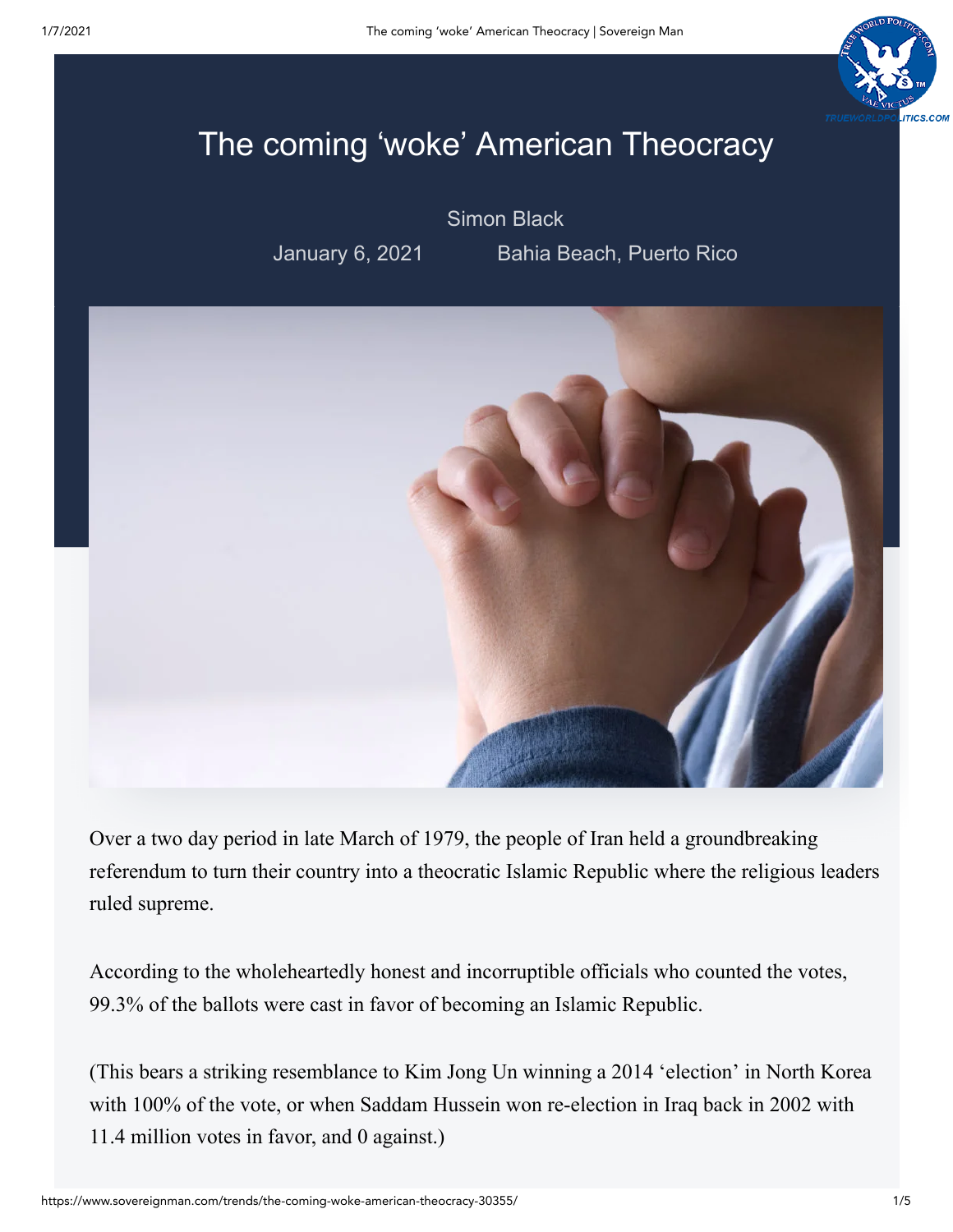# The coming 'woke' American Theocracy

Simon Black

January 6, 2021 Bahia Beach, Puerto Rico

Over a two day period in late March of 1979, the people of Iran held a groundbreaking referendum to turn their country into a theocratic Islamic Republic where the religious leaders ruled supreme.

According to the wholeheartedly honest and incorruptible officials who counted the votes, 99.3% of the ballots were cast in favor of becoming an Islamic Republic.

(This bears a striking resemblance to Kim Jong Un winning a 2014 'election' in North Korea with 100% of the vote, or when Saddam Hussein won re-election in Iraq back in 2002 with 11.4 million votes in favor, and 0 against.)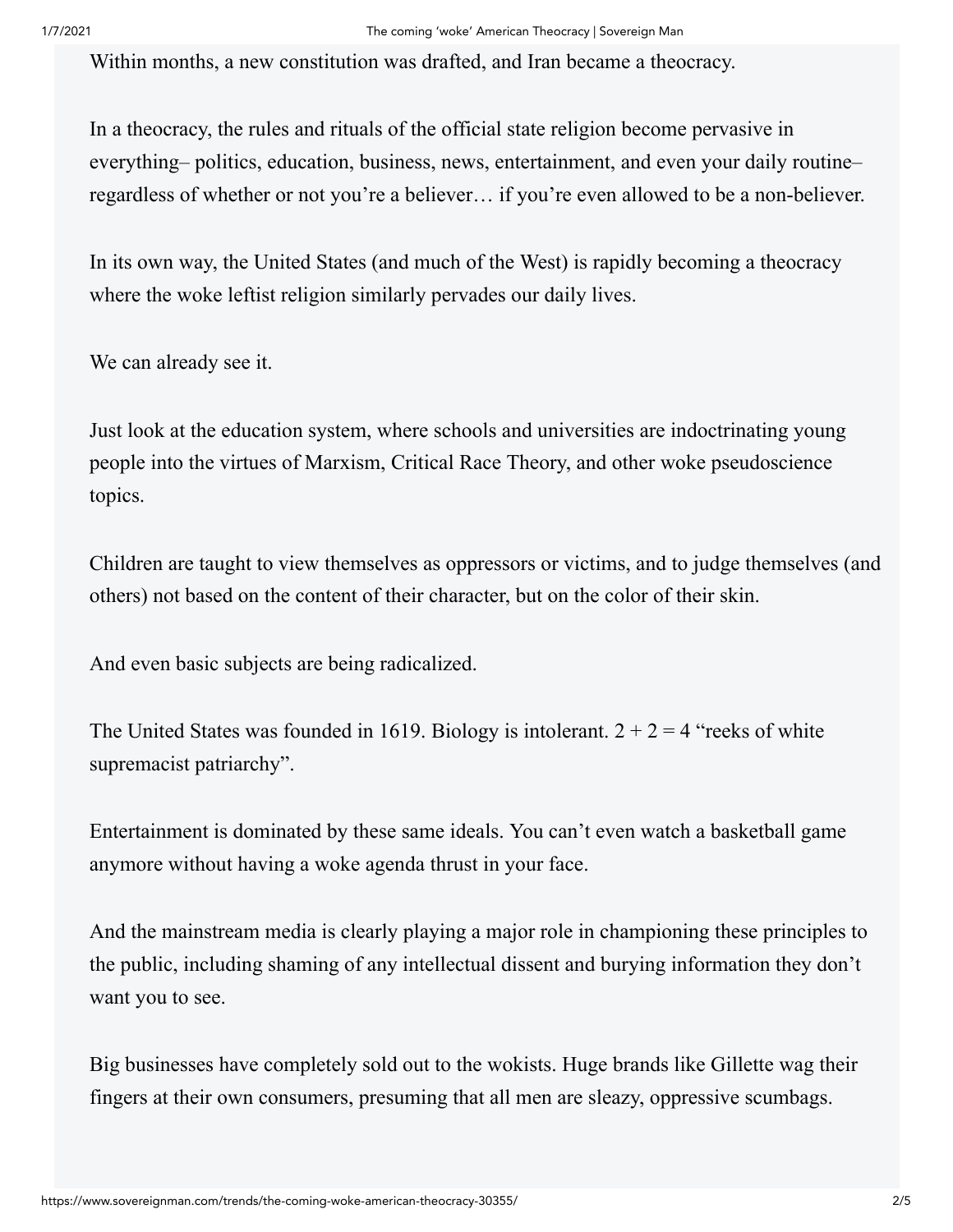Within months, a new constitution was drafted, and Iran became a theocracy.

In a theocracy, the rules and rituals of the official state religion become pervasive in everything– politics, education, business, news, entertainment, and even your daily routine– regardless of whether or not you're a believer… if you're even allowed to be a non-believer.

In its own way, the United States (and much of the West) is rapidly becoming a theocracy where the woke leftist religion similarly pervades our daily lives.

We can already see it.

Just look at the education system, where schools and universities are indoctrinating young people into the virtues of Marxism, Critical Race Theory, and other woke pseudoscience topics.

Children are taught to view themselves as oppressors or victims, and to judge themselves (and others) not based on the content of their character, but on the color of their skin.

And even basic subjects are being radicalized.

The United States was founded in 1619. Biology is intolerant. 2 + 2 = 4 "reeks of white supremacist patriarchy".

Entertainment is dominated by these same ideals. You can't even watch a basketball game anymore without having a woke agenda thrust in your face.

And the mainstream media is clearly playing a major role in championing these principles to the public, including shaming of any intellectual dissent and burying information they don't want you to see.

Big businesses have completely sold out to the wokists. Huge brands like Gillette wag their fingers at their own consumers, presuming that all men are sleazy, oppressive scumbags.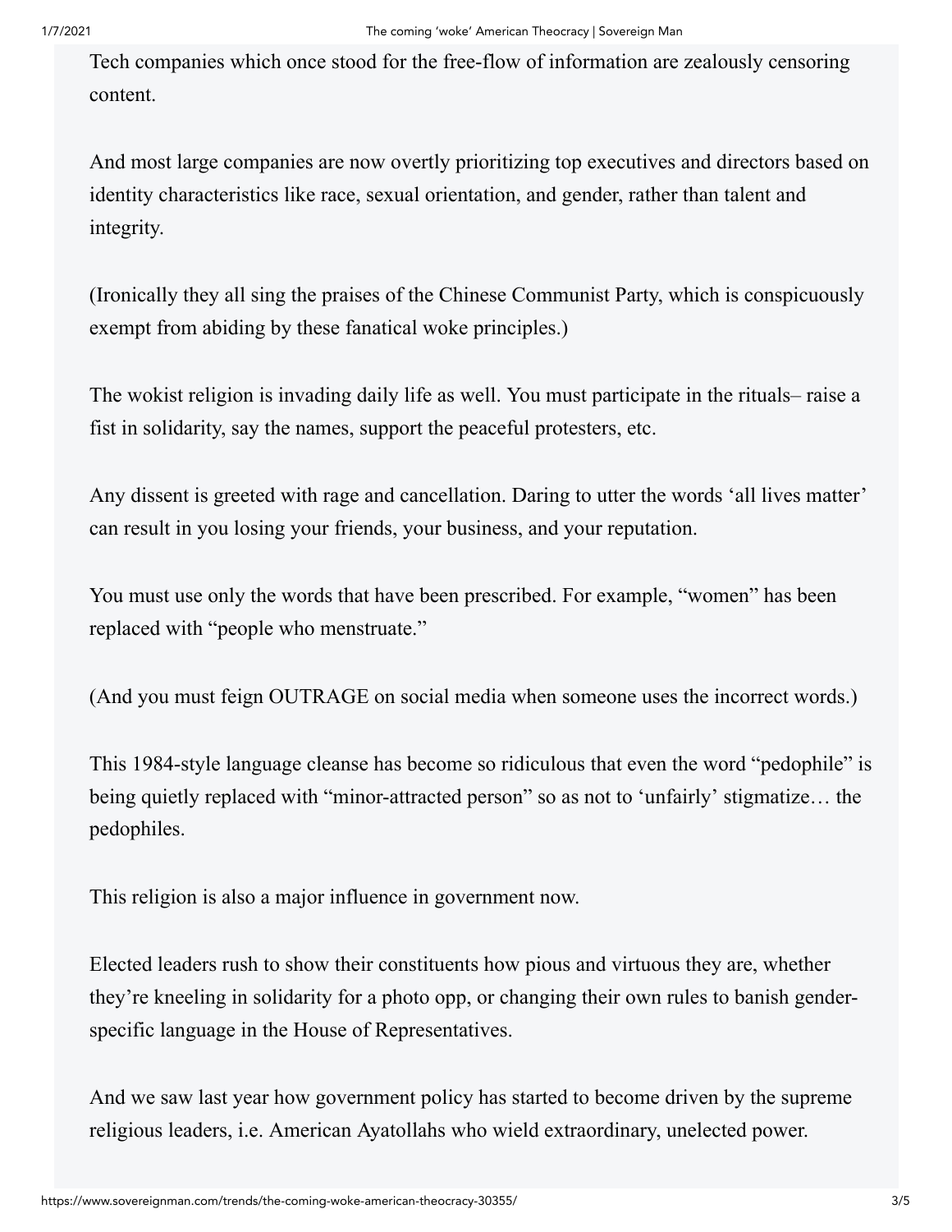Tech companies which once stood for the free-flow of information are zealously censoring content.

And most large companies are now overtly prioritizing top executives and directors based on identity characteristics like race, sexual orientation, and gender, rather than talent and integrity.

(Ironically they all sing the praises of the Chinese Communist Party, which is conspicuously exempt from abiding by these fanatical woke principles.)

The wokist religion is invading daily life as well. You must participate in the rituals– raise a fist in solidarity, say the names, support the peaceful protesters, etc.

Any dissent is greeted with rage and cancellation. Daring to utter the words 'all lives matter' can result in you losing your friends, your business, and your reputation.

You must use only the words that have been prescribed. For example, "women" has been replaced with "people who menstruate."

(And you must feign OUTRAGE on social media when someone uses the incorrect words.)

This 1984-style language cleanse has become so ridiculous that even the word "pedophile" is being quietly replaced with "minor-attracted person" so as not to 'unfairly' stigmatize… the pedophiles.

This religion is also a major influence in government now.

Elected leaders rush to show their constituents how pious and virtuous they are, whether they're kneeling in solidarity for a photo opp, or changing their own rules to banish gender-specific language in the House of Representatives.

And we saw last year how government policy has started to become driven by the supreme religious leaders, i.e. American Ayatollahs who wield extraordinary, unelected power.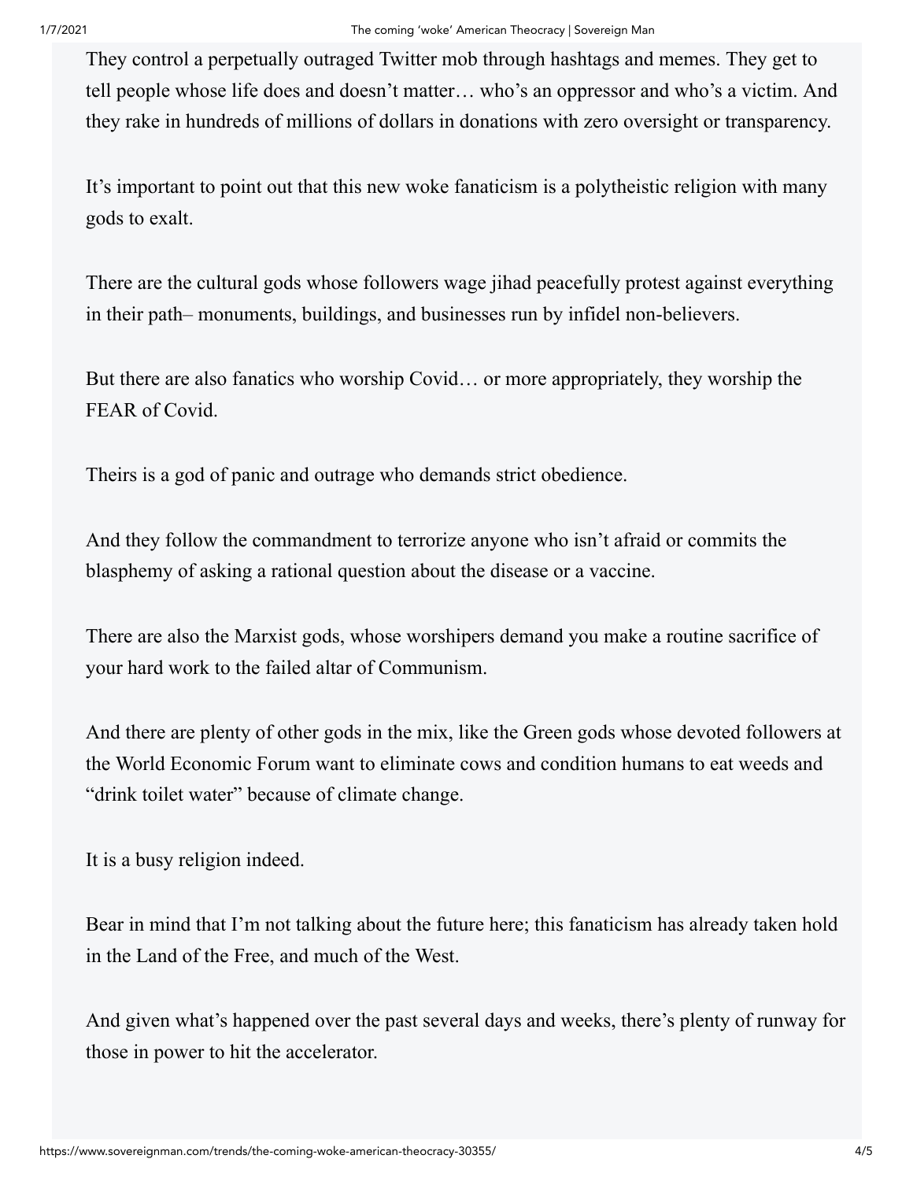They control a perpetually outraged Twitter mob through hashtags and memes. They get to tell people whose life does and doesn't matter… who's an oppressor and who's a victim. And they rake in hundreds of millions of dollars in donations with zero oversight or transparency.

It's important to point out that this new woke fanaticism is a polytheistic religion with many gods to exalt.

There are the cultural gods whose followers wage jihad peacefully protest against everything in their path– monuments, buildings, and businesses run by infidel non-believers.

But there are also fanatics who worship Covid… or more appropriately, they worship the FEAR of Covid.

Theirs is a god of panic and outrage who demands strict obedience.

And they follow the commandment to terrorize anyone who isn't afraid or commits the blasphemy of asking a rational question about the disease or a vaccine.

There are also the Marxist gods, whose worshipers demand you make a routine sacrifice of your hard work to the failed altar of Communism.

And there are plenty of other gods in the mix, like the Green gods whose devoted followers at the World Economic Forum want to eliminate cows and condition humans to eat weeds and "drink toilet water" because of climate change.

It is a busy religion indeed.

Bear in mind that I'm not talking about the future here; this fanaticism has already taken hold in the Land of the Free, and much of the West.

And given what's happened over the past several days and weeks, there's plenty of runway for those in power to hit the accelerator.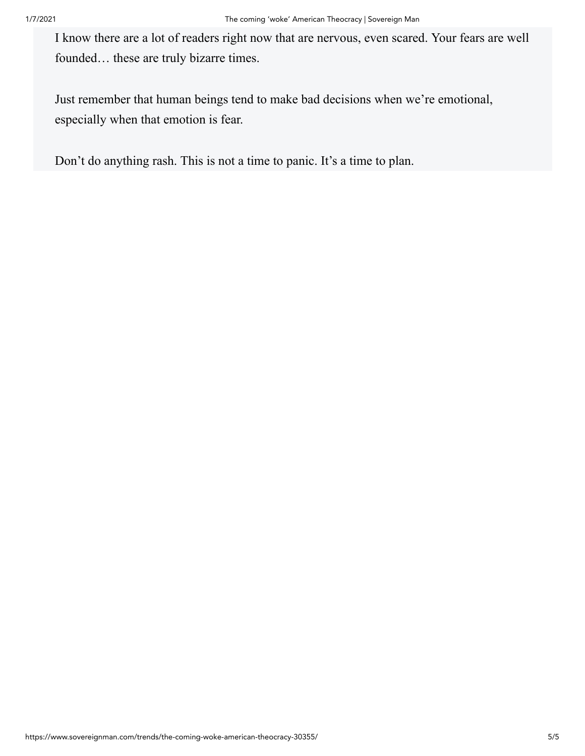I know there are a lot of readers right now that are nervous, even scared. Your fears are well founded… these are truly bizarre times.

Just remember that human beings tend to make bad decisions when we're emotional, especially when that emotion is fear.

Don't do anything rash. This is not a time to panic. It's a time to plan.